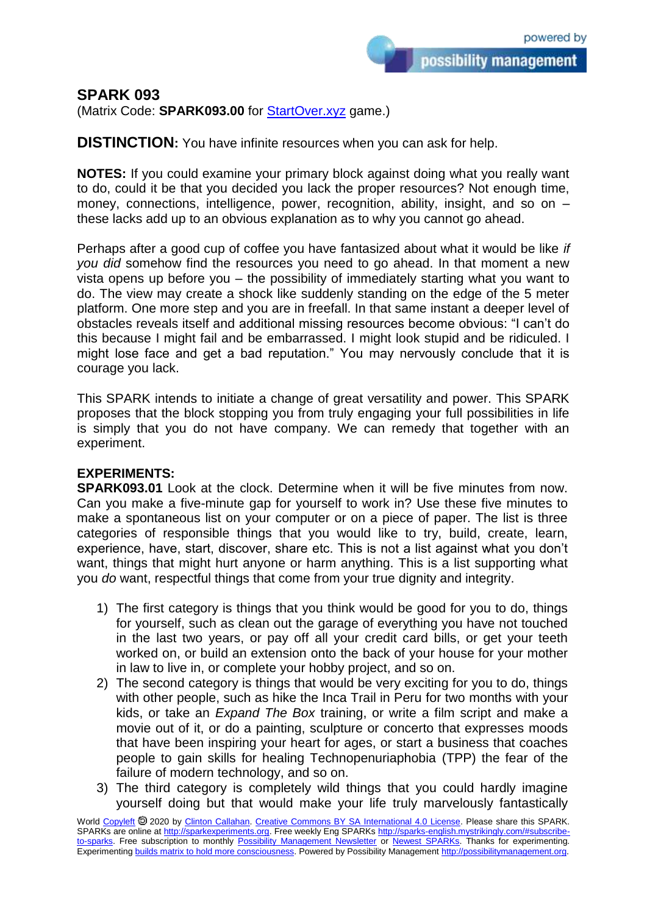## SPARK 093

(Matrix Code: **SPARK093.00** for [StartOver.xyz](StartOver.xyz) game.)

**DISTINCTION:** You have infinite resources when you can ask for help.

**NOTES:** If you could examine your primary block against doing what you really want to do, could it be that you decided you lack the proper resources? Not enough time, money, connections, intelligence, power, recognition, ability, insight, and so on – these lacks add up to an obvious explanation as to why you cannot go ahead.

Perhaps after a good cup of coffee you have fantasized about what it would be like *if you did* somehow find the resources you need to go ahead. In that moment a new vista opens up before you – the possibility of immediately starting what you want to do. The view may create a shock like suddenly standing on the edge of the 5 meter platform. One more step and you are in freefall. In that same instant a deeper level of obstacles reveals itself and additional missing resources become obvious: "I can't do this because I might fail and be embarrassed. I might look stupid and be ridiculed. I might lose face and get a bad reputation." You may nervously conclude that it is courage you lack.

This SPARK intends to initiate a change of great versatility and power. This SPARK proposes that the block stopping you from truly engaging your full possibilities in life is simply that you do not have company. We can remedy that together with an experiment.

**EXPERIMENTS:**

**SPARK093.01** Look at the clock. Determine when it will be five minutes from now. Can you make a five-minute gap for yourself to work in? Use these five minutes to make a spontaneous list on your computer or on a piece of paper. The list is three categories of responsible things that you would like to try, build, create, learn, experience, have, start, discover, share etc. This is not a list against what you don't want, things that might hurt anyone or harm anything. This is a list supporting what you *do* want, respectful things that come from your true dignity and integrity.

1) The first category is things that you think would be good for you to do, things for yourself, such as clean out the garage of everything you have not touched in the last two years, or pay off all your credit card bills, or get your teeth worked on, or build an extension onto the back of your house for your mother in law to live in, or complete your hobby project, and so on.
2) The second category is things that would be very exciting for you to do, things with other people, such as hike the Inca Trail in Peru for two months with your kids, or take an *Expand The Box* training, or write a film script and make a movie out of it, or do a painting, sculpture or concerto that expresses moods that have been inspiring your heart for ages, or start a business that coaches people to gain skills for healing Technopenuriaphobia (TPP) the fear of the failure of modern technology, and so on.
3) The third category is completely wild things that you could hardly imagine yourself doing but that would make your life truly marvelously fantastically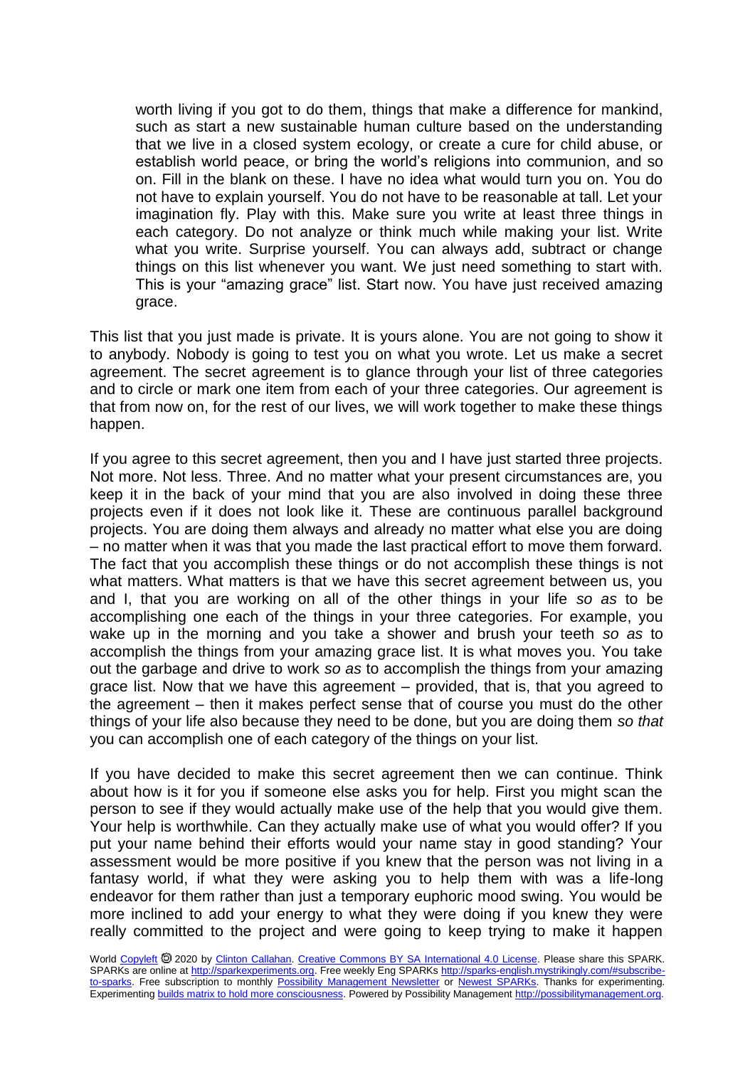worth living if you got to do them, things that make a difference for mankind, such as start a new sustainable human culture based on the understanding that we live in a closed system ecology, or create a cure for child abuse, or establish world peace, or bring the world's religions into communion, and so on. Fill in the blank on these. I have no idea what would turn you on. You do not have to explain yourself. You do not have to be reasonable at tall. Let your imagination fly. Play with this. Make sure you write at least three things in each category. Do not analyze or think much while making your list. Write what you write. Surprise yourself. You can always add, subtract or change things on this list whenever you want. We just need something to start with. This is your "amazing grace" list. Start now. You have just received amazing grace.

This list that you just made is private. It is yours alone. You are not going to show it to anybody. Nobody is going to test you on what you wrote. Let us make a secret agreement. The secret agreement is to glance through your list of three categories and to circle or mark one item from each of your three categories. Our agreement is that from now on, for the rest of our lives, we will work together to make these things happen.

If you agree to this secret agreement, then you and I have just started three projects. Not more. Not less. Three. And no matter what your present circumstances are, you keep it in the back of your mind that you are also involved in doing these three projects even if it does not look like it. These are continuous parallel background projects. You are doing them always and already no matter what else you are doing – no matter when it was that you made the last practical effort to move them forward. The fact that you accomplish these things or do not accomplish these things is not what matters. What matters is that we have this secret agreement between us, you and I, that you are working on all of the other things in your life *so as* to be accomplishing one each of the things in your three categories. For example, you wake up in the morning and you take a shower and brush your teeth *so as* to accomplish the things from your amazing grace list. It is what moves you. You take out the garbage and drive to work *so as* to accomplish the things from your amazing grace list. Now that we have this agreement – provided, that is, that you agreed to the agreement – then it makes perfect sense that of course you must do the other things of your life also because they need to be done, but you are doing them *so that* you can accomplish one of each category of the things on your list.

If you have decided to make this secret agreement then we can continue. Think about how is it for you if someone else asks you for help. First you might scan the person to see if they would actually make use of the help that you would give them. Your help is worthwhile. Can they actually make use of what you would offer? If you put your name behind their efforts would your name stay in good standing? Your assessment would be more positive if you knew that the person was not living in a fantasy world, if what they were asking you to help them with was a life-long endeavor for them rather than just a temporary euphoric mood swing. You would be more inclined to add your energy to what they were doing if you knew they were really committed to the project and were going to keep trying to make it happen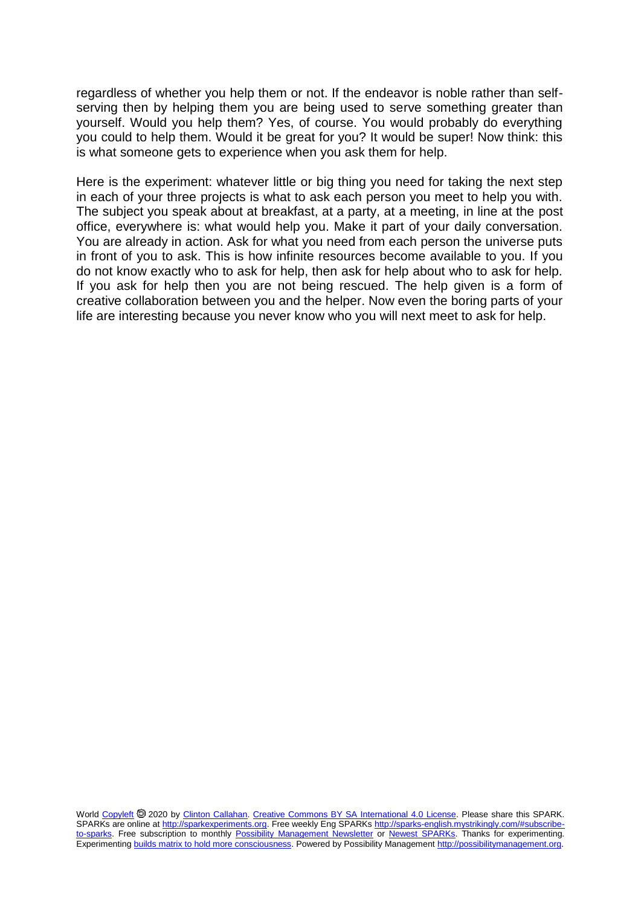regardless of whether you help them or not. If the endeavor is noble rather than self-serving then by helping them you are being used to serve something greater than yourself. Would you help them? Yes, of course. You would probably do everything you could to help them. Would it be great for you? It would be super! Now think: this is what someone gets to experience when you ask them for help.

Here is the experiment: whatever little or big thing you need for taking the next step in each of your three projects is what to ask each person you meet to help you with. The subject you speak about at breakfast, at a party, at a meeting, in line at the post office, everywhere is: what would help you. Make it part of your daily conversation. You are already in action. Ask for what you need from each person the universe puts in front of you to ask. This is how infinite resources become available to you. If you do not know exactly who to ask for help, then ask for help about who to ask for help. If you ask for help then you are not being rescued. The help given is a form of creative collaboration between you and the helper. Now even the boring parts of your life are interesting because you never know who you will next meet to ask for help.

World Copyleft 🄯 2020 by Clinton Callahan. Creative Commons BY SA International 4.0 License. Please share this SPARK. SPARKs are online at http://sparkexperiments.org. Free weekly Eng SPARKs http://sparks-english.mystrikingly.com/#subscribe-to-sparks. Free subscription to monthly Possibility Management Newsletter or Newest SPARKs. Thanks for experimenting. Experimenting builds matrix to hold more consciousness. Powered by Possibility Management http://possibilitymanagement.org.